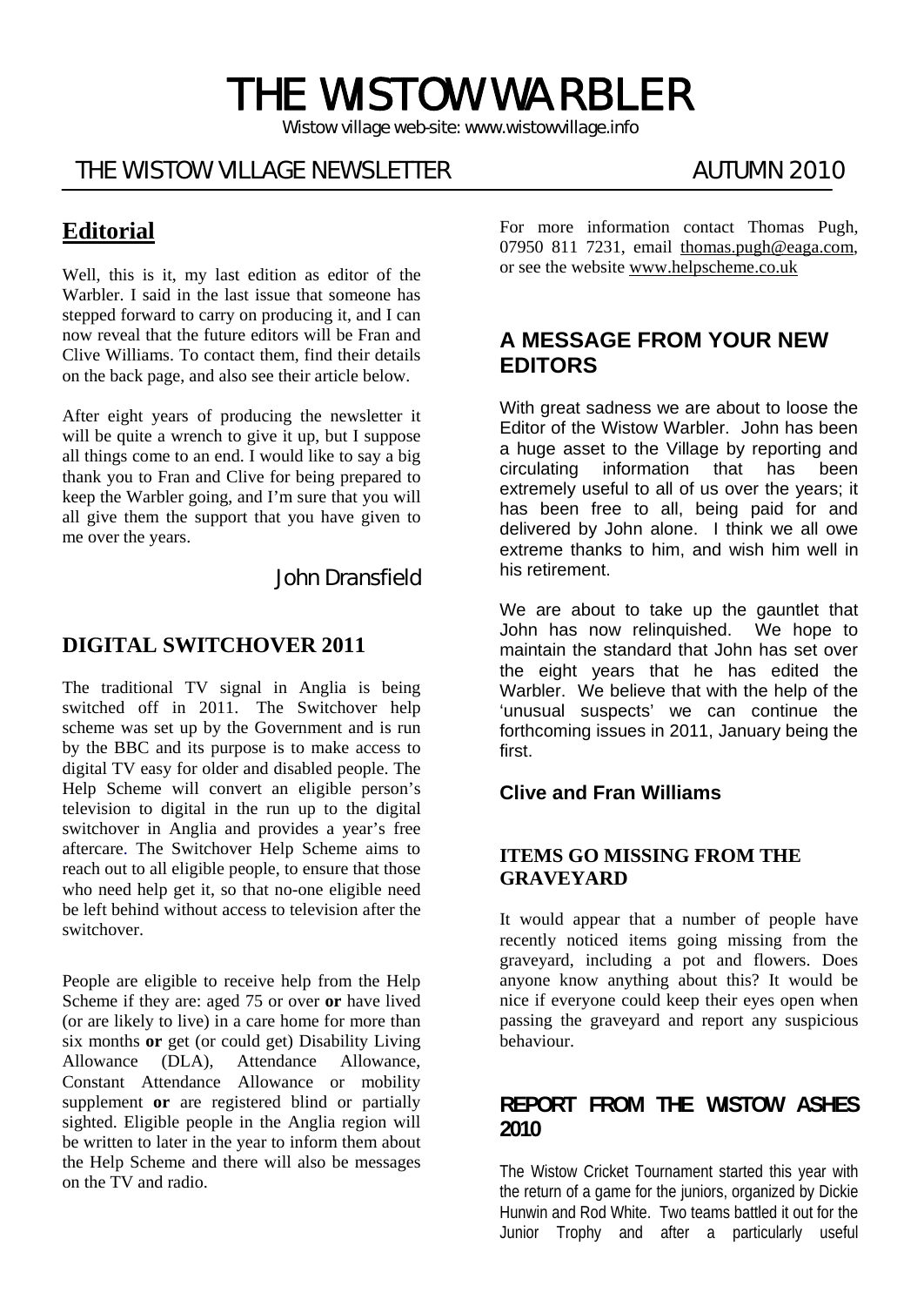# THE WISTOW WARBLER

Wistow village web-site: www.wistowvillage.info

THE WISTOW VILLAGE NEWSLETTER AUTUMN 2010

## Editorial

Well, this is it, my last edition as editor of the Warbler. I said in the last issue that someone has stepped forward to carry on producing it, and I can now reveal that the future editors will be Fran and Clive Williams. To contact them, find their details on the back page, and also see their article below.

After eight years of producing the newsletter it will be quite a wrench to give it up, but I suppose all things come to an end. I would like to say a big thank you to Fran and Clive for being prepared to keep the Warbler going, and I'm sure that you will all give them the support that you have given to me over the years.

John Dransfield

## DIGITAL SWITCHOVER 2011

The traditional TV signal in Anglia is being switched off in 2011. The Switchover help scheme was set up by the Government and is run by the BBC and its purpose is to make access to digital TV easy for older and disabled people. The Help Scheme will convert an eligible person's television to digital in the run up to the digital switchover in Anglia and provides a year's free aftercare. The Switchover Help Scheme aims to reach out to all eligible people, to ensure that those who need help get it, so that no-one eligible need be left behind without access to television after the switchover.

People are eligible to receive help from the Help Scheme if they are: aged 75 or over **or** have lived (or are likely to live) in a care home for more than six months **or** get (or could get) Disability Living Allowance (DLA), Attendance Allowance, Constant Attendance Allowance or mobility supplement **or** are registered blind or partially sighted. Eligible people in the Anglia region will be written to later in the year to inform them about the Help Scheme and there will also be messages on the TV and radio.

For more information contact Thomas Pugh, 07950 811 7231, email thomas.pugh@eaga.com, or see the website www.helpscheme.co.uk

## A MESSAGE FROM YOUR NEW EDITORS

With great sadness we are about to loose the Editor of the Wistow Warbler. John has been a huge asset to the Village by reporting and circulating information that has been extremely useful to all of us over the years; it has been free to all, being paid for and delivered by John alone. I think we all owe extreme thanks to him, and wish him well in his retirement.

We are about to take up the gauntlet that John has now relinquished. We hope to maintain the standard that John has set over the eight years that he has edited the Warbler. We believe that with the help of the 'unusual suspects' we can continue the forthcoming issues in 2011, January being the first.

**Clive and Fran Williams**

### ITEMS GO MISSING FROM THE GRAVEYARD

It would appear that a number of people have recently noticed items going missing from the graveyard, including a pot and flowers. Does anyone know anything about this? It would be nice if everyone could keep their eyes open when passing the graveyard and report any suspicious behaviour.

## REPORT FROM THE WISTOW ASHES 2010

The Wistow Cricket Tournament started this year with the return of a game for the juniors, organized by Dickie Hunwin and Rod White. Two teams battled it out for the Junior Trophy and after a particularly useful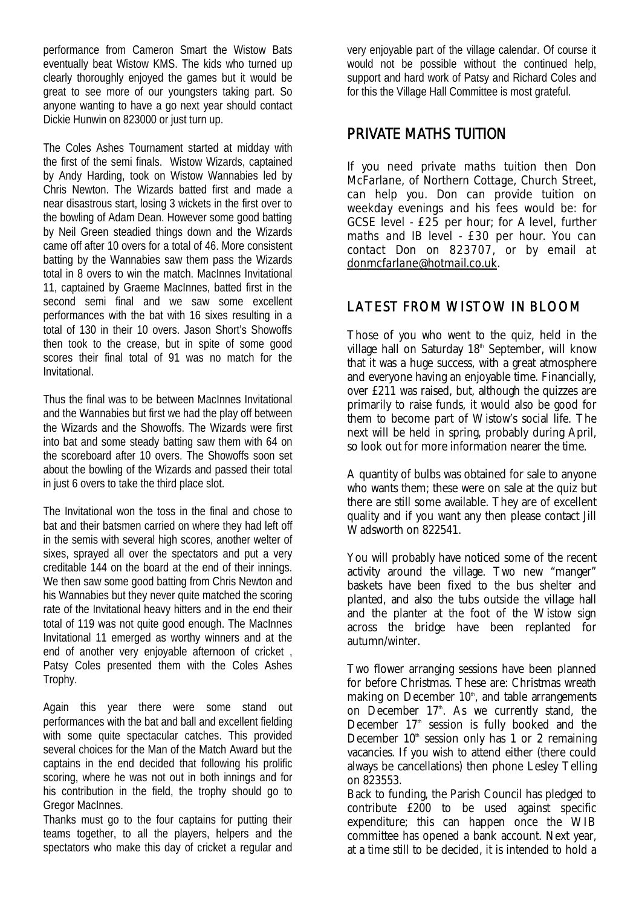performance from Cameron Smart the Wistow Bats eventually beat Wistow KMS. The kids who turned up clearly thoroughly enjoyed the games but it would be great to see more of our youngsters taking part. So anyone wanting to have a go next year should contact Dickie Hunwin on 823000 or just turn up.

The Coles Ashes Tournament started at midday with the first of the semi finals. Wistow Wizards, captained by Andy Harding, took on Wistow Wannabies led by Chris Newton. The Wizards batted first and made a near disastrous start, losing 3 wickets in the first over to the bowling of Adam Dean. However some good batting by Neil Green steadied things down and the Wizards came off after 10 overs for a total of 46. More consistent batting by the Wannabies saw them pass the Wizards total in 8 overs to win the match. MacInnes Invitational 11, captained by Graeme MacInnes, batted first in the second semi final and we saw some excellent performances with the bat with 16 sixes resulting in a total of 130 in their 10 overs. Jason Short's Showoffs then took to the crease, but in spite of some good scores their final total of 91 was no match for the Invitational.

Thus the final was to be between MacInnes Invitational and the Wannabies but first we had the play off between the Wizards and the Showoffs. The Wizards were first into bat and some steady batting saw them with 64 on the scoreboard after 10 overs. The Showoffs soon set about the bowling of the Wizards and passed their total in just 6 overs to take the third place slot.

The Invitational won the toss in the final and chose to bat and their batsmen carried on where they had left off in the semis with several high scores, another welter of sixes, sprayed all over the spectators and put a very creditable 144 on the board at the end of their innings. We then saw some good batting from Chris Newton and his Wannabies but they never quite matched the scoring rate of the Invitational heavy hitters and in the end their total of 119 was not quite good enough. The MacInnes Invitational 11 emerged as worthy winners and at the end of another very enjoyable afternoon of cricket , Patsy Coles presented them with the Coles Ashes Trophy.

Again this year there were some stand out performances with the bat and ball and excellent fielding with some quite spectacular catches. This provided several choices for the Man of the Match Award but the captains in the end decided that following his prolific scoring, where he was not out in both innings and for his contribution in the field, the trophy should go to Gregor MacInnes.

Thanks must go to the four captains for putting their teams together, to all the players, helpers and the spectators who make this day of cricket a regular and very enjoyable part of the village calendar. Of course it would not be possible without the continued help, support and hard work of Patsy and Richard Coles and for this the Village Hall Committee is most grateful.

## PRIVATE MATHS TUITION

If you need private maths tuition then Don McFarlane, of Northern Cottage, Church Street, can help you. Don can provide tuition on weekday evenings and his fees would be: for GCSE level - £25 per hour; for A level, further maths and IB level - £30 per hour. You can contact Don on 823707, or by email at donmcfarlane@hotmail.co.uk.

## LATEST FROM WISTOW IN BLOOM

Those of you who went to the quiz, held in the village hall on Saturday 18th September, will know that it was a huge success, with a great atmosphere and everyone having an enjoyable time. Financially, over £211 was raised, but, although the quizzes are primarily to raise funds, it would also be good for them to become part of Wistow's social life. The next will be held in spring, probably during April, so look out for more information nearer the time.

A quantity of bulbs was obtained for sale to anyone who wants them; these were on sale at the quiz but there are still some available. They are of excellent quality and if you want any then please contact Jill Wadsworth on 822541.

You will probably have noticed some of the recent activity around the village. Two new "manger" baskets have been fixed to the bus shelter and planted, and also the tubs outside the village hall and the planter at the foot of the Wistow sign across the bridge have been replanted for autumn/winter.

Two flower arranging sessions have been planned for before Christmas. These are: Christmas wreath making on December 10th, and table arrangements on December 17th. As we currently stand, the December 17th session is fully booked and the December 10th session only has 1 or 2 remaining vacancies. If you wish to attend either (there could always be cancellations) then phone Lesley Telling on 823553.

Back to funding, the Parish Council has pledged to contribute £200 to be used against specific expenditure; this can happen once the WIB committee has opened a bank account. Next year, at a time still to be decided, it is intended to hold a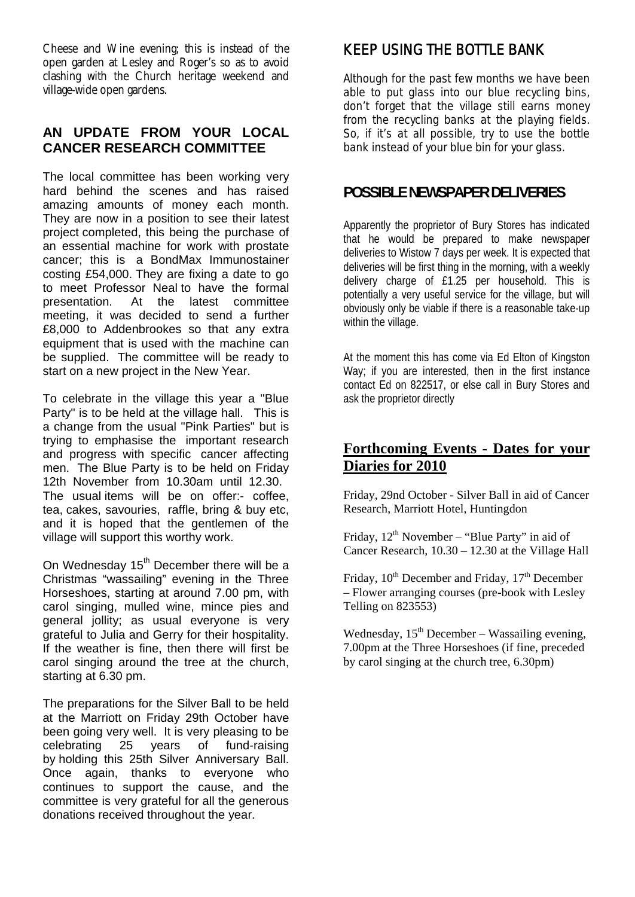Cheese and Wine evening; this is instead of the open garden at Lesley and Roger's so as to avoid clashing with the Church heritage weekend and village-wide open gardens.

## AN UPDATE FROM YOUR LOCAL CANCER RESEARCH COMMITTEE

The local committee has been working very hard behind the scenes and has raised amazing amounts of money each month. They are now in a position to see their latest project completed, this being the purchase of an essential machine for work with prostate cancer; this is a BondMax Immunostainer costing £54,000. They are fixing a date to go to meet Professor Neal to have the formal presentation. At the latest committee meeting, it was decided to send a further £8,000 to Addenbrookes so that any extra equipment that is used with the machine can be supplied. The committee will be ready to start on a new project in the New Year.

To celebrate in the village this year a "Blue Party" is to be held at the village hall. This is a change from the usual "Pink Parties" but is trying to emphasise the important research and progress with specific cancer affecting men. The Blue Party is to be held on Friday 12th November from 10.30am until 12.30. The usual items will be on offer:- coffee, tea, cakes, savouries, raffle, bring & buy etc, and it is hoped that the gentlemen of the village will support this worthy work.

On Wednesday 15th December there will be a Christmas "wassailing" evening in the Three Horseshoes, starting at around 7.00 pm, with carol singing, mulled wine, mince pies and general jollity; as usual everyone is very grateful to Julia and Gerry for their hospitality. If the weather is fine, then there will first be carol singing around the tree at the church, starting at 6.30 pm.

The preparations for the Silver Ball to be held at the Marriott on Friday 29th October have been going very well. It is very pleasing to be celebrating 25 years of fund-raising by holding this 25th Silver Anniversary Ball. Once again, thanks to everyone who continues to support the cause, and the committee is very grateful for all the generous donations received throughout the year.

## KEEP USING THE BOTTLE BANK

Although for the past few months we have been able to put glass into our blue recycling bins, don't forget that the village still earns money from the recycling banks at the playing fields. So, if it's at all possible, try to use the bottle bank instead of your blue bin for your glass.

## POSSIBLE NEWSPAPER DELIVERIES

Apparently the proprietor of Bury Stores has indicated that he would be prepared to make newspaper deliveries to Wistow 7 days per week. It is expected that deliveries will be first thing in the morning, with a weekly delivery charge of £1.25 per household. This is potentially a very useful service for the village, but will obviously only be viable if there is a reasonable take-up within the village.

At the moment this has come via Ed Elton of Kingston Way; if you are interested, then in the first instance contact Ed on 822517, or else call in Bury Stores and ask the proprietor directly

## Forthcoming Events - Dates for your Diaries for 2010

Friday, 29nd October - Silver Ball in aid of Cancer Research, Marriott Hotel, Huntingdon

Friday, 12th November – "Blue Party" in aid of Cancer Research, 10.30 – 12.30 at the Village Hall

Friday, 10th December and Friday, 17th December – Flower arranging courses (pre-book with Lesley Telling on 823553)

Wednesday, 15th December – Wassailing evening, 7.00pm at the Three Horseshoes (if fine, preceded by carol singing at the church tree, 6.30pm)